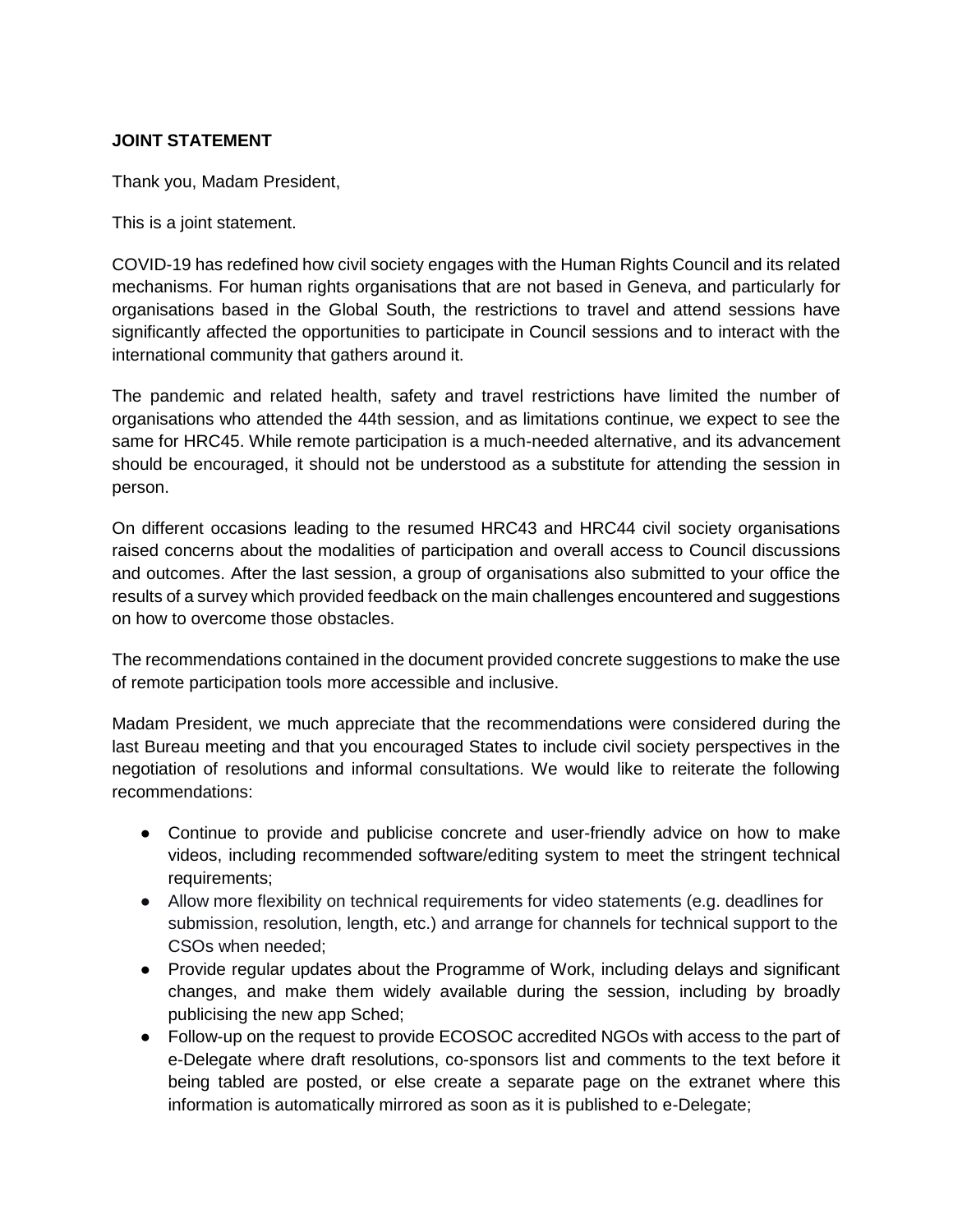**JOINT STATEMENT**

Thank you, Madam President,

This is a joint statement.

COVID-19 has redefined how civil society engages with the Human Rights Council and its related mechanisms. For human rights organisations that are not based in Geneva, and particularly for organisations based in the Global South, the restrictions to travel and attend sessions have significantly affected the opportunities to participate in Council sessions and to interact with the international community that gathers around it.

The pandemic and related health, safety and travel restrictions have limited the number of organisations who attended the 44th session, and as limitations continue, we expect to see the same for HRC45. While remote participation is a much-needed alternative, and its advancement should be encouraged, it should not be understood as a substitute for attending the session in person.

On different occasions leading to the resumed HRC43 and HRC44 civil society organisations raised concerns about the modalities of participation and overall access to Council discussions and outcomes. After the last session, a group of organisations also submitted to your office the results of a survey which provided feedback on the main challenges encountered and suggestions on how to overcome those obstacles.

The recommendations contained in the document provided concrete suggestions to make the use of remote participation tools more accessible and inclusive.

Madam President, we much appreciate that the recommendations were considered during the last Bureau meeting and that you encouraged States to include civil society perspectives in the negotiation of resolutions and informal consultations. We would like to reiterate the following recommendations:

- Continue to provide and publicise concrete and user-friendly advice on how to make videos, including recommended software/editing system to meet the stringent technical requirements;
- Allow more flexibility on technical requirements for video statements (e.g. deadlines for submission, resolution, length, etc.) and arrange for channels for technical support to the CSOs when needed;
- Provide regular updates about the Programme of Work, including delays and significant changes, and make them widely available during the session, including by broadly publicising the new app Sched;
- Follow-up on the request to provide ECOSOC accredited NGOs with access to the part of e-Delegate where draft resolutions, co-sponsors list and comments to the text before it being tabled are posted, or else create a separate page on the extranet where this information is automatically mirrored as soon as it is published to e-Delegate;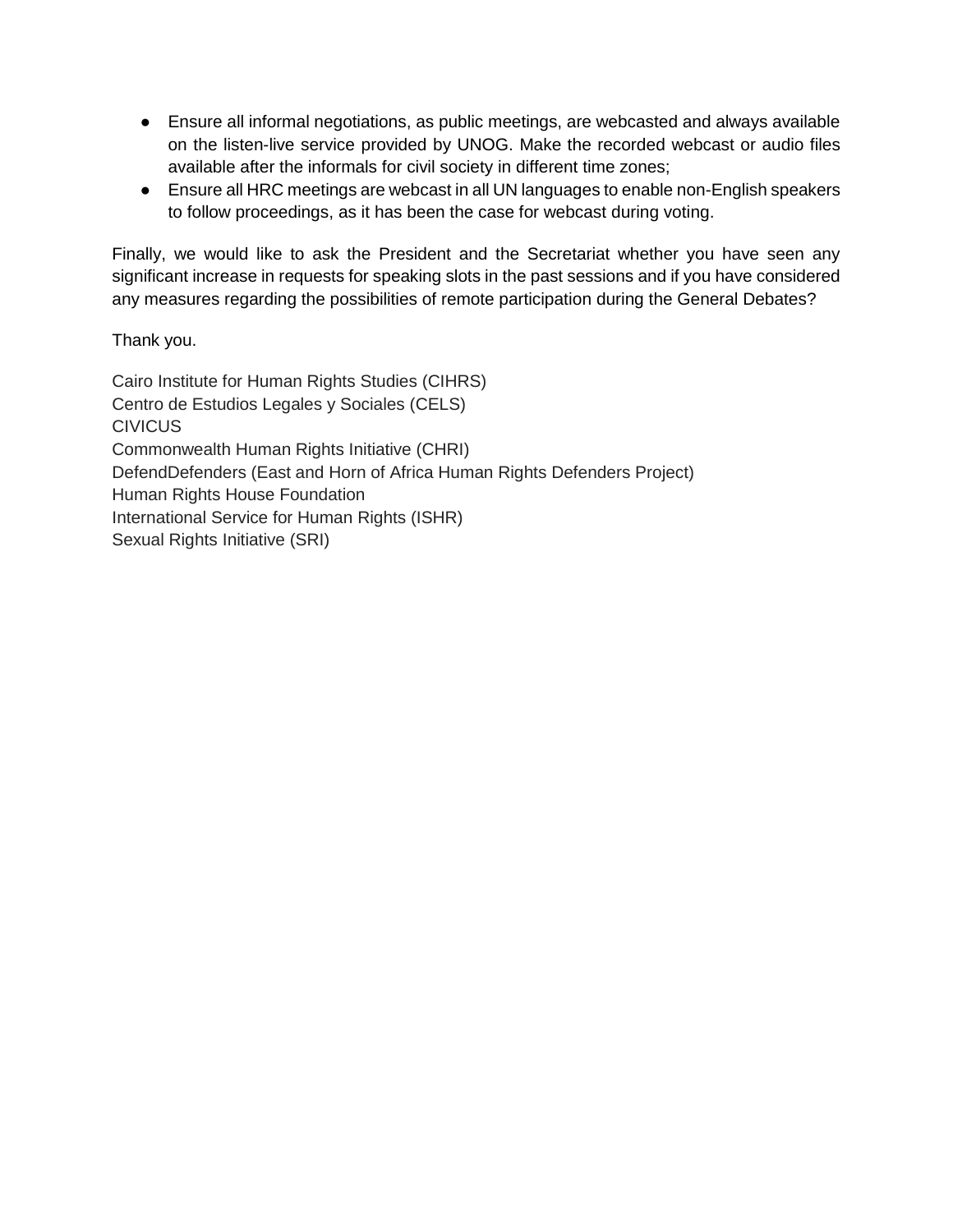- Ensure all informal negotiations, as public meetings, are webcasted and always available on the listen-live service provided by UNOG. Make the recorded webcast or audio files available after the informals for civil society in different time zones;
- Ensure all HRC meetings are webcast in all UN languages to enable non-English speakers to follow proceedings, as it has been the case for webcast during voting.

Finally, we would like to ask the President and the Secretariat whether you have seen any significant increase in requests for speaking slots in the past sessions and if you have considered any measures regarding the possibilities of remote participation during the General Debates?

Thank you.

Cairo Institute for Human Rights Studies (CIHRS)
Centro de Estudios Legales y Sociales (CELS)
CIVICUS
Commonwealth Human Rights Initiative (CHRI)
DefendDefenders (East and Horn of Africa Human Rights Defenders Project)
Human Rights House Foundation
International Service for Human Rights (ISHR)
Sexual Rights Initiative (SRI)